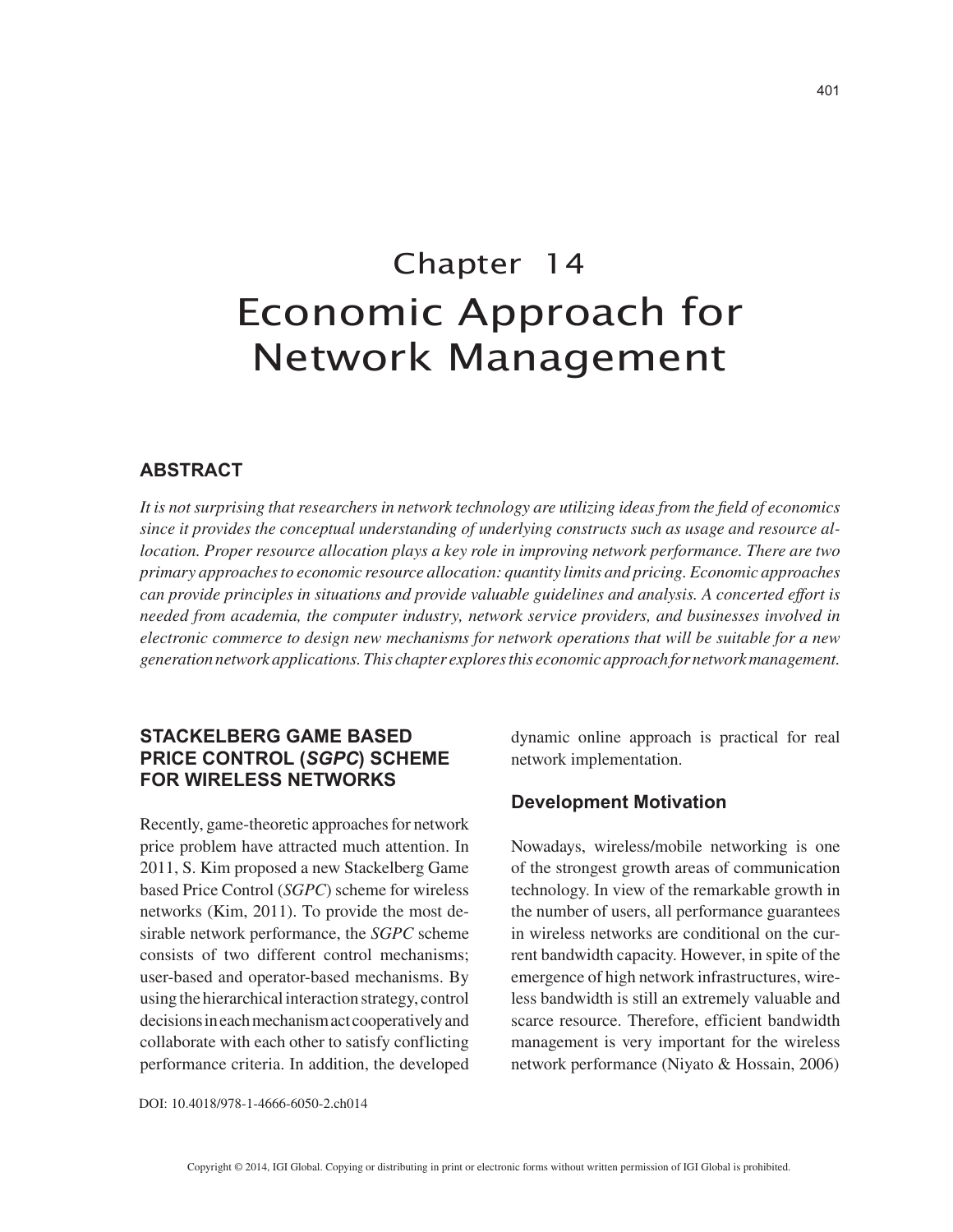# Chapter 14
# Economic Approach for Network Management

## ABSTRACT

*It is not surprising that researchers in network technology are utilizing ideas from the field of economics since it provides the conceptual understanding of underlying constructs such as usage and resource allocation. Proper resource allocation plays a key role in improving network performance. There are two primary approaches to economic resource allocation: quantity limits and pricing. Economic approaches can provide principles in situations and provide valuable guidelines and analysis. A concerted effort is needed from academia, the computer industry, network service providers, and businesses involved in electronic commerce to design new mechanisms for network operations that will be suitable for a new generation network applications. This chapter explores this economic approach for network management.*

## STACKELBERG GAME BASED PRICE CONTROL (*SGPC*) SCHEME FOR WIRELESS NETWORKS

Recently, game-theoretic approaches for network price problem have attracted much attention. In 2011, S. Kim proposed a new Stackelberg Game based Price Control (*SGPC*) scheme for wireless networks (Kim, 2011). To provide the most desirable network performance, the *SGPC* scheme consists of two different control mechanisms; user-based and operator-based mechanisms. By using the hierarchical interaction strategy, control decisions in each mechanism act cooperatively and collaborate with each other to satisfy conflicting performance criteria. In addition, the developed dynamic online approach is practical for real network implementation.

### Development Motivation

Nowadays, wireless/mobile networking is one of the strongest growth areas of communication technology. In view of the remarkable growth in the number of users, all performance guarantees in wireless networks are conditional on the current bandwidth capacity. However, in spite of the emergence of high network infrastructures, wireless bandwidth is still an extremely valuable and scarce resource. Therefore, efficient bandwidth management is very important for the wireless network performance (Niyato & Hossain, 2006)

DOI: 10.4018/978-1-4666-6050-2.ch014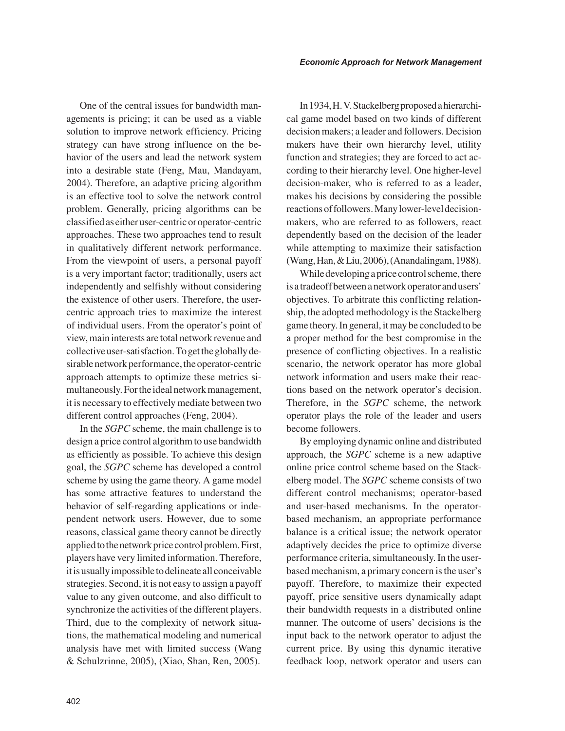One of the central issues for bandwidth managements is pricing; it can be used as a viable solution to improve network efficiency. Pricing strategy can have strong influence on the behavior of the users and lead the network system into a desirable state (Feng, Mau, Mandayam, 2004). Therefore, an adaptive pricing algorithm is an effective tool to solve the network control problem. Generally, pricing algorithms can be classified as either user-centric or operator-centric approaches. These two approaches tend to result in qualitatively different network performance. From the viewpoint of users, a personal payoff is a very important factor; traditionally, users act independently and selfishly without considering the existence of other users. Therefore, the user-centric approach tries to maximize the interest of individual users. From the operator's point of view, main interests are total network revenue and collective user-satisfaction. To get the globally desirable network performance, the operator-centric approach attempts to optimize these metrics simultaneously. For the ideal network management, it is necessary to effectively mediate between two different control approaches (Feng, 2004).

In the *SGPC* scheme, the main challenge is to design a price control algorithm to use bandwidth as efficiently as possible. To achieve this design goal, the *SGPC* scheme has developed a control scheme by using the game theory. A game model has some attractive features to understand the behavior of self-regarding applications or independent network users. However, due to some reasons, classical game theory cannot be directly applied to the network price control problem. First, players have very limited information. Therefore, it is usually impossible to delineate all conceivable strategies. Second, it is not easy to assign a payoff value to any given outcome, and also difficult to synchronize the activities of the different players. Third, due to the complexity of network situations, the mathematical modeling and numerical analysis have met with limited success (Wang & Schulzrinne, 2005), (Xiao, Shan, Ren, 2005).

In 1934, H. V. Stackelberg proposed a hierarchical game model based on two kinds of different decision makers; a leader and followers. Decision makers have their own hierarchy level, utility function and strategies; they are forced to act according to their hierarchy level. One higher-level decision-maker, who is referred to as a leader, makes his decisions by considering the possible reactions of followers. Many lower-level decision-makers, who are referred to as followers, react dependently based on the decision of the leader while attempting to maximize their satisfaction (Wang, Han, & Liu, 2006), (Anandalingam, 1988).

While developing a price control scheme, there is a tradeoff between a network operator and users' objectives. To arbitrate this conflicting relationship, the adopted methodology is the Stackelberg game theory. In general, it may be concluded to be a proper method for the best compromise in the presence of conflicting objectives. In a realistic scenario, the network operator has more global network information and users make their reactions based on the network operator's decision. Therefore, in the *SGPC* scheme, the network operator plays the role of the leader and users become followers.

By employing dynamic online and distributed approach, the *SGPC* scheme is a new adaptive online price control scheme based on the Stackelberg model. The *SGPC* scheme consists of two different control mechanisms; operator-based and user-based mechanisms. In the operator-based mechanism, an appropriate performance balance is a critical issue; the network operator adaptively decides the price to optimize diverse performance criteria, simultaneously. In the user-based mechanism, a primary concern is the user's payoff. Therefore, to maximize their expected payoff, price sensitive users dynamically adapt their bandwidth requests in a distributed online manner. The outcome of users' decisions is the input back to the network operator to adjust the current price. By using this dynamic iterative feedback loop, network operator and users can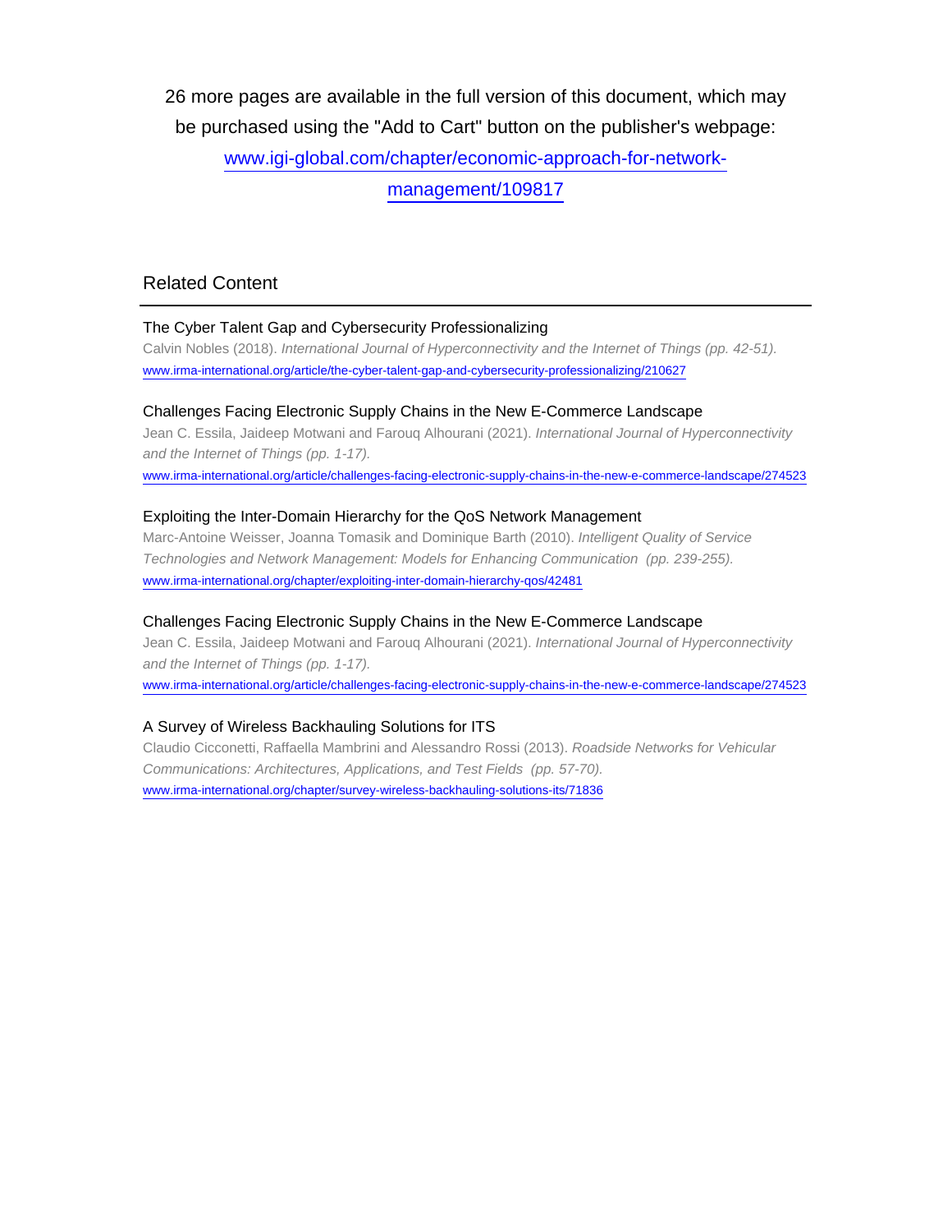26 more pages are available in the full version of this document, which may be purchased using the "Add to Cart" button on the publisher's webpage: [www.igi-global.com/chapter/economic-approach-for-network-management/109817](www.igi-global.com/chapter/economic-approach-for-network-management/109817)

## Related Content

The Cyber Talent Gap and Cybersecurity Professionalizing
Calvin Nobles (2018). *International Journal of Hyperconnectivity and the Internet of Things (pp. 42-51).*
[www.irma-international.org/article/the-cyber-talent-gap-and-cybersecurity-professionalizing/210627](www.irma-international.org/article/the-cyber-talent-gap-and-cybersecurity-professionalizing/210627)

Challenges Facing Electronic Supply Chains in the New E-Commerce Landscape
Jean C. Essila, Jaideep Motwani and Farouq Alhourani (2021). *International Journal of Hyperconnectivity and the Internet of Things (pp. 1-17).*
[www.irma-international.org/article/challenges-facing-electronic-supply-chains-in-the-new-e-commerce-landscape/274523](www.irma-international.org/article/challenges-facing-electronic-supply-chains-in-the-new-e-commerce-landscape/274523)

Exploiting the Inter-Domain Hierarchy for the QoS Network Management
Marc-Antoine Weisser, Joanna Tomasik and Dominique Barth (2010). *Intelligent Quality of Service Technologies and Network Management: Models for Enhancing Communication (pp. 239-255).*
[www.irma-international.org/chapter/exploiting-inter-domain-hierarchy-qos/42481](www.irma-international.org/chapter/exploiting-inter-domain-hierarchy-qos/42481)

Challenges Facing Electronic Supply Chains in the New E-Commerce Landscape
Jean C. Essila, Jaideep Motwani and Farouq Alhourani (2021). *International Journal of Hyperconnectivity and the Internet of Things (pp. 1-17).*
[www.irma-international.org/article/challenges-facing-electronic-supply-chains-in-the-new-e-commerce-landscape/274523](www.irma-international.org/article/challenges-facing-electronic-supply-chains-in-the-new-e-commerce-landscape/274523)

A Survey of Wireless Backhauling Solutions for ITS
Claudio Cicconetti, Raffaella Mambrini and Alessandro Rossi (2013). *Roadside Networks for Vehicular Communications: Architectures, Applications, and Test Fields (pp. 57-70).*
[www.irma-international.org/chapter/survey-wireless-backhauling-solutions-its/71836](www.irma-international.org/chapter/survey-wireless-backhauling-solutions-its/71836)